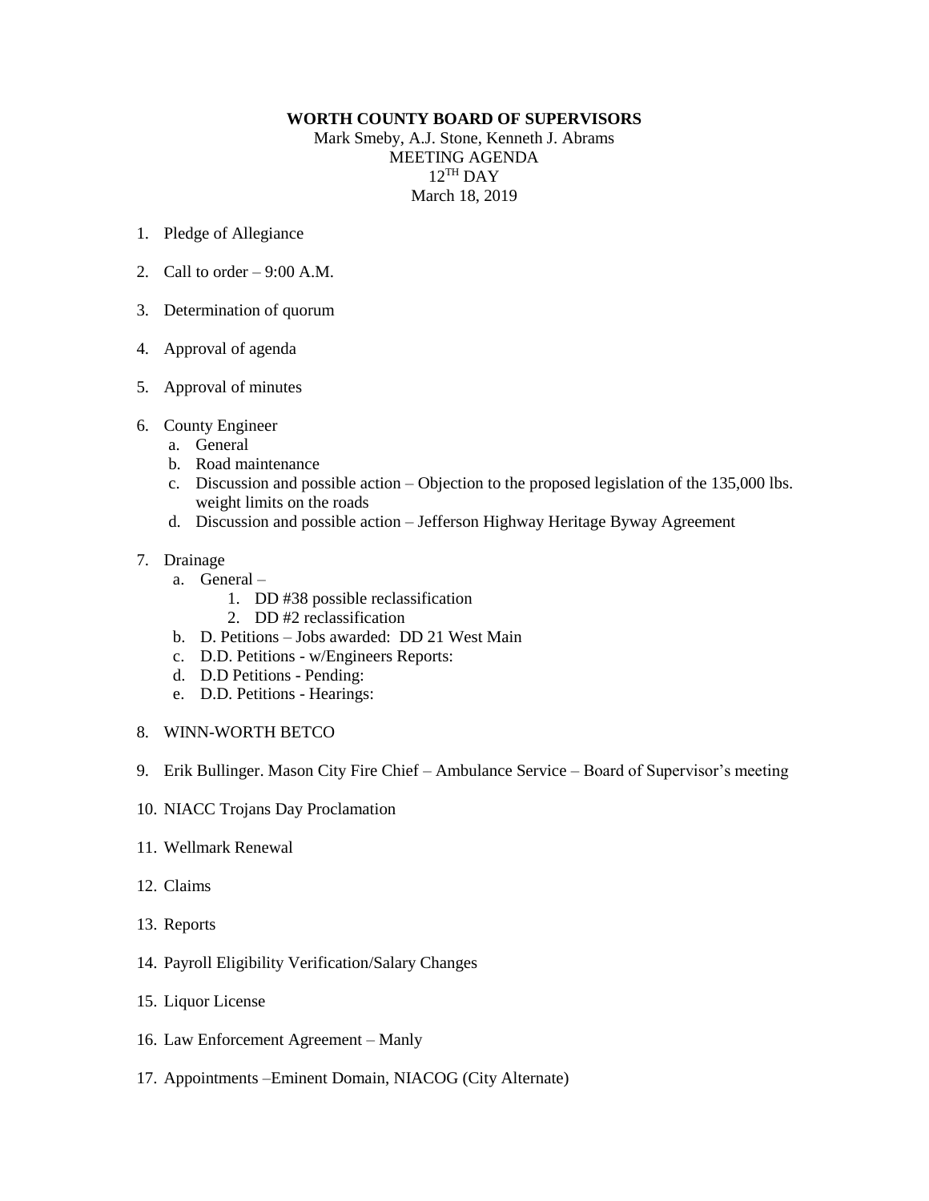**WORTH COUNTY BOARD OF SUPERVISORS**

Mark Smeby, A.J. Stone, Kenneth J. Abrams

MEETING AGENDA

12TH DAY

March 18, 2019

1. Pledge of Allegiance

2. Call to order – 9:00 A.M.

3. Determination of quorum

4. Approval of agenda

5. Approval of minutes

6. County Engineer
   a. General
   b. Road maintenance
   c. Discussion and possible action – Objection to the proposed legislation of the 135,000 lbs. weight limits on the roads
   d. Discussion and possible action – Jefferson Highway Heritage Byway Agreement

7. Drainage
   a. General –
      1. DD #38 possible reclassification
      2. DD #2 reclassification
   b. D. Petitions – Jobs awarded: DD 21 West Main
   c. D.D. Petitions - w/Engineers Reports:
   d. D.D Petitions - Pending:
   e. D.D. Petitions - Hearings:

8. WINN-WORTH BETCO

9. Erik Bullinger. Mason City Fire Chief – Ambulance Service – Board of Supervisor's meeting

10. NIACC Trojans Day Proclamation

11. Wellmark Renewal

12. Claims

13. Reports

14. Payroll Eligibility Verification/Salary Changes

15. Liquor License

16. Law Enforcement Agreement – Manly

17. Appointments –Eminent Domain, NIACOG (City Alternate)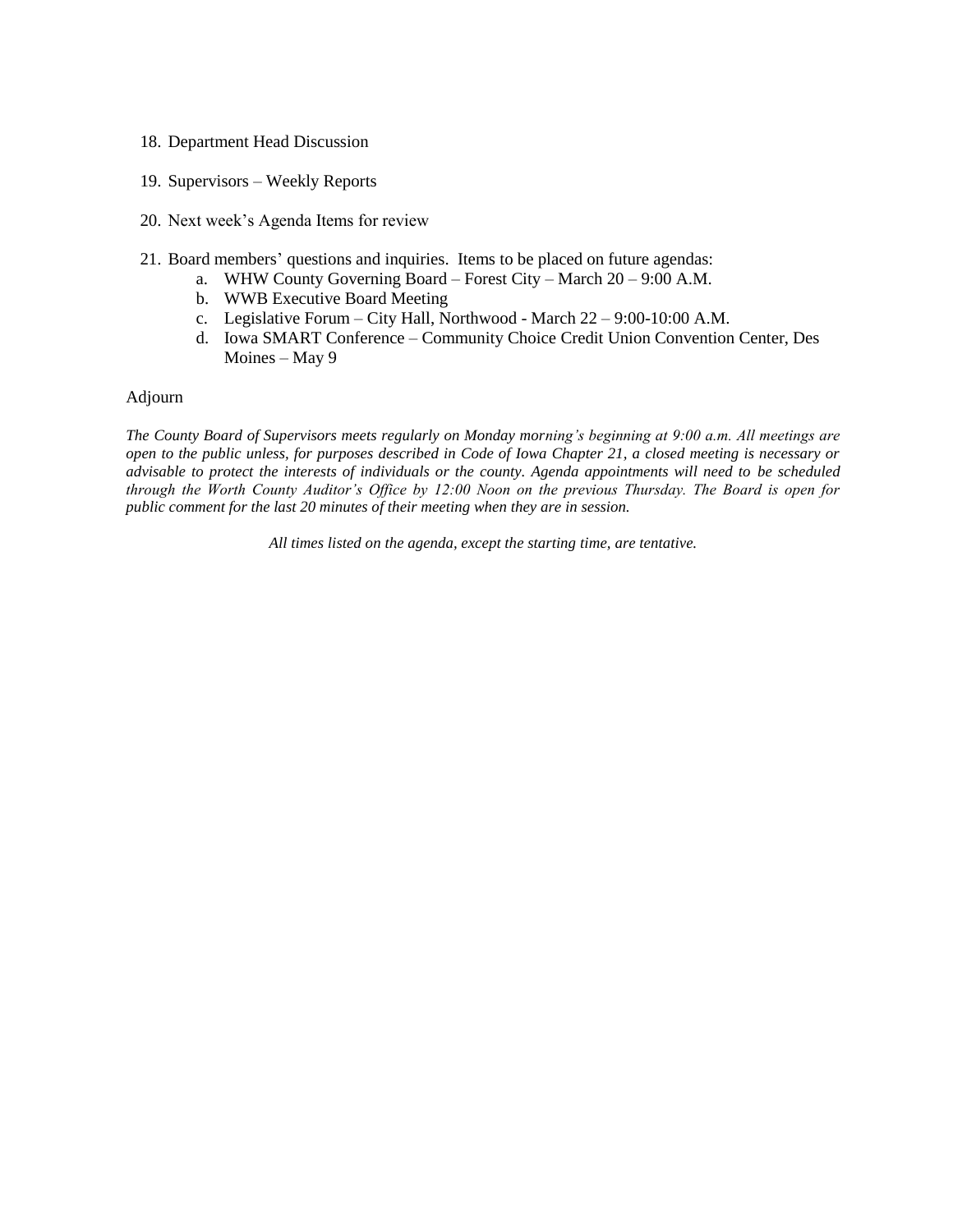18. Department Head Discussion

19. Supervisors – Weekly Reports

20. Next week's Agenda Items for review

21. Board members' questions and inquiries. Items to be placed on future agendas:
    a. WHW County Governing Board – Forest City – March 20 – 9:00 A.M.
    b. WWB Executive Board Meeting
    c. Legislative Forum – City Hall, Northwood - March 22 – 9:00-10:00 A.M.
    d. Iowa SMART Conference – Community Choice Credit Union Convention Center, Des Moines – May 9

Adjourn

*The County Board of Supervisors meets regularly on Monday morning's beginning at 9:00 a.m. All meetings are open to the public unless, for purposes described in Code of Iowa Chapter 21, a closed meeting is necessary or advisable to protect the interests of individuals or the county. Agenda appointments will need to be scheduled through the Worth County Auditor's Office by 12:00 Noon on the previous Thursday. The Board is open for public comment for the last 20 minutes of their meeting when they are in session.*

*All times listed on the agenda, except the starting time, are tentative.*